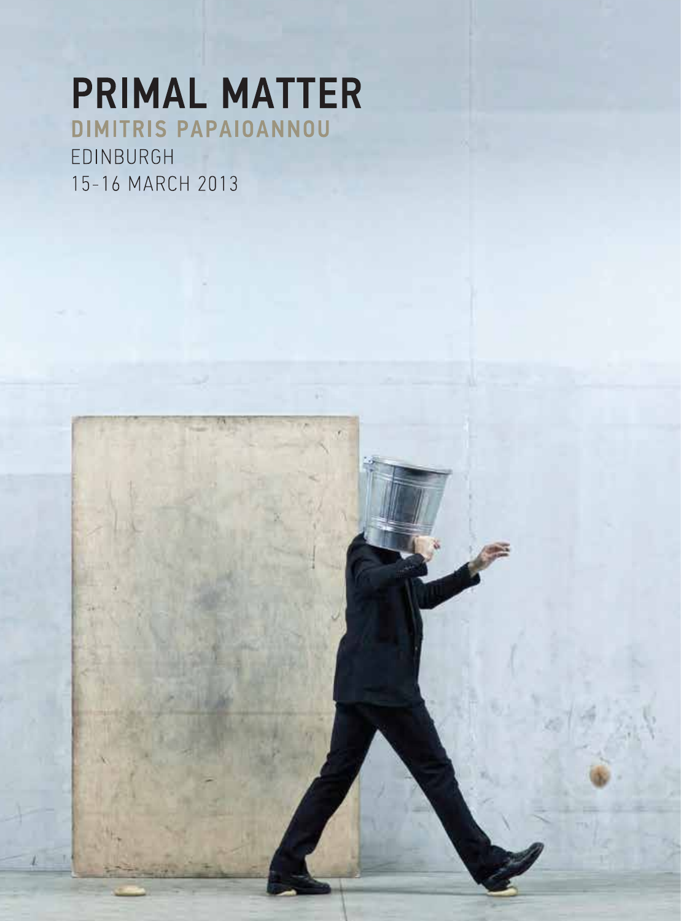# PRIMAL MATTER

## DIMITRIS PAPAIOANNOU

EDINBURGH

15-16 MARCH 2013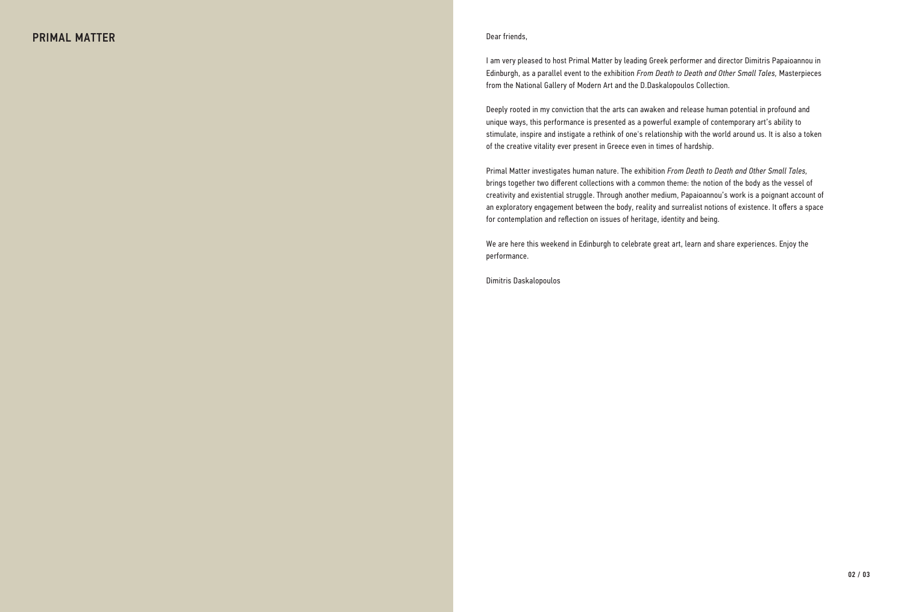# PRIMAL MATTER

Dear friends,

I am very pleased to host Primal Matter by leading Greek performer and director Dimitris Papaioannou in Edinburgh, as a parallel event to the exhibition *From Death to Death and Other Small Tales,* Masterpieces from the National Gallery of Modern Art and the D.Daskalopoulos Collection.

Deeply rooted in my conviction that the arts can awaken and release human potential in profound and unique ways, this performance is presented as a powerful example of contemporary art's ability to stimulate, inspire and instigate a rethink of one's relationship with the world around us. It is also a token of the creative vitality ever present in Greece even in times of hardship.

Primal Matter investigates human nature. The exhibition *From Death to Death and Other Small Tales,* brings together two different collections with a common theme: the notion of the body as the vessel of creativity and existential struggle. Through another medium, Papaioannou's work is a poignant account of an exploratory engagement between the body, reality and surrealist notions of existence. It offers a space for contemplation and reflection on issues of heritage, identity and being.

We are here this weekend in Edinburgh to celebrate great art, learn and share experiences. Enjoy the performance.

Dimitris Daskalopoulos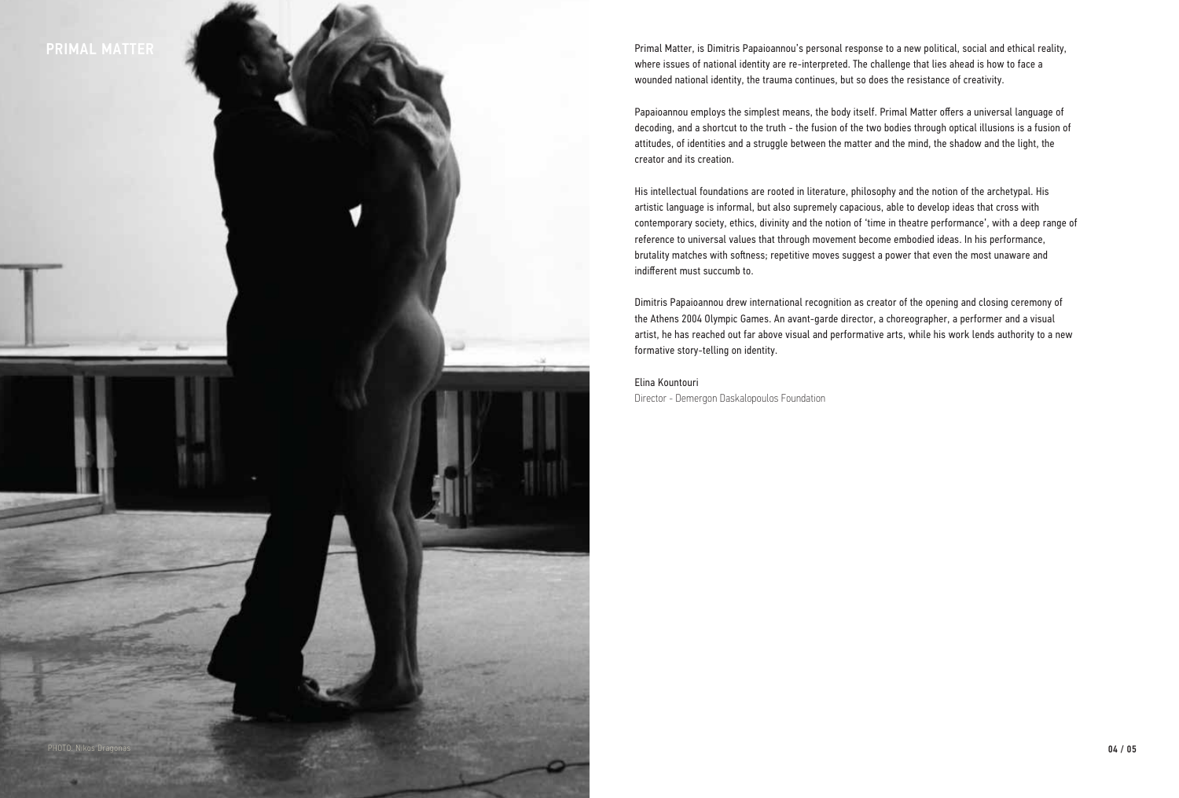# PRIMAL MATTER

Primal Matter, is Dimitris Papaioannou's personal response to a new political, social and ethical reality, where issues of national identity are re-interpreted. The challenge that lies ahead is how to face a wounded national identity, the trauma continues, but so does the resistance of creativity.

Papaioannou employs the simplest means, the body itself. Primal Matter offers a universal language of decoding, and a shortcut to the truth - the fusion of the two bodies through optical illusions is a fusion of attitudes, of identities and a struggle between the matter and the mind, the shadow and the light, the creator and its creation.

His intellectual foundations are rooted in literature, philosophy and the notion of the archetypal. His artistic language is informal, but also supremely capacious, able to develop ideas that cross with contemporary society, ethics, divinity and the notion of 'time in theatre performance', with a deep range of reference to universal values that through movement become embodied ideas. In his performance, brutality matches with softness; repetitive moves suggest a power that even the most unaware and indifferent must succumb to.

Dimitris Papaioannou drew international recognition as creator of the opening and closing ceremony of the Athens 2004 Olympic Games. An avant-garde director, a choreographer, a performer and a visual artist, he has reached out far above visual and performative arts, while his work lends authority to a new formative story-telling on identity.

Elina Kountouri
Director - Demergon Daskalopoulos Foundation

PHOTO: Nikos Dragonas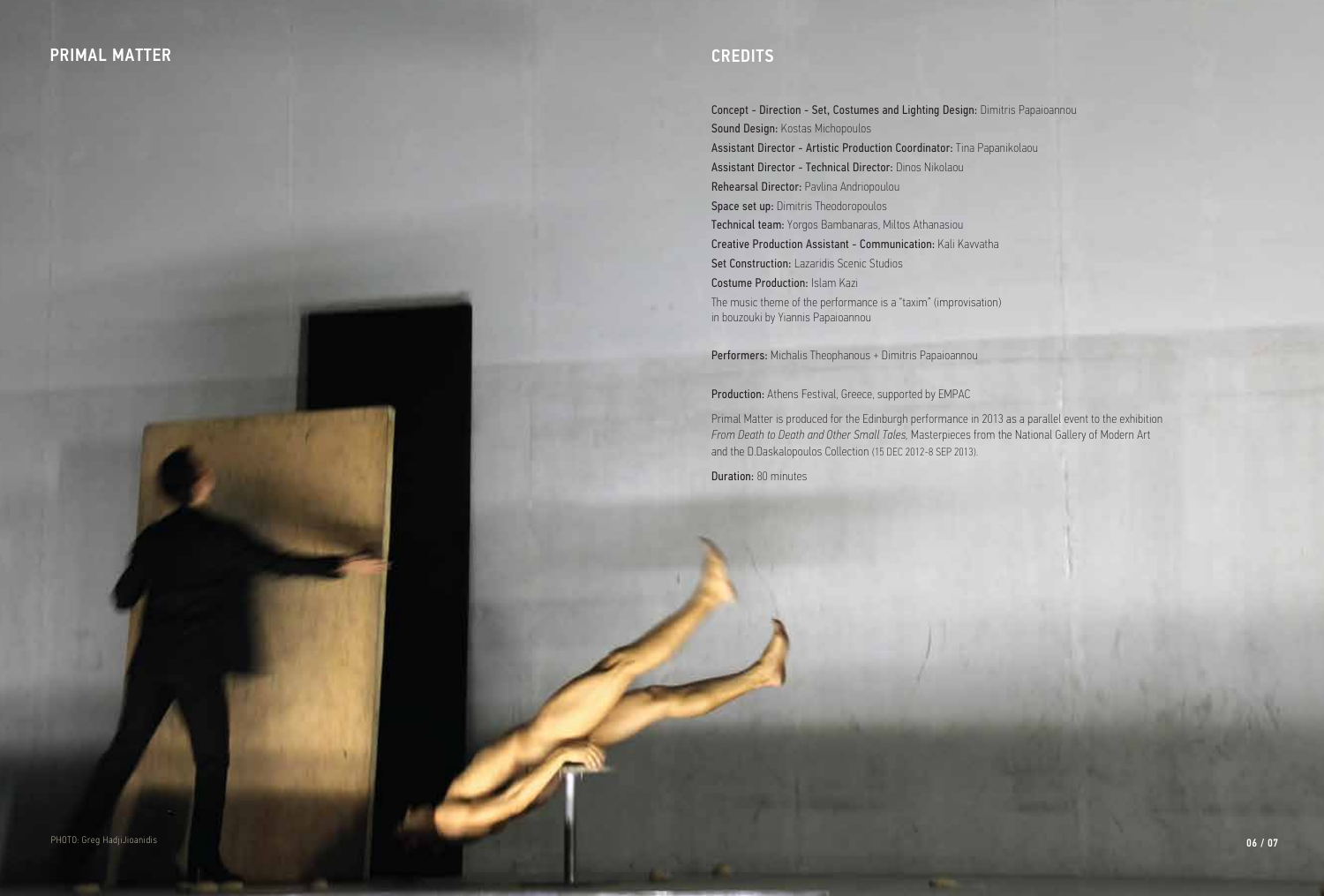## PRIMAL MATTER

## CREDITS

**Concept - Direction - Set, Costumes and Lighting Design:** Dimitris Papaioannou
**Sound Design:** Kostas Michopoulos
**Assistant Director - Artistic Production Coordinator:** Tina Papanikolaou
**Assistant Director - Technical Director:** Dinos Nikolaou
**Rehearsal Director:** Pavlina Andriopoulou
**Space set up:** Dimitris Theodoropoulos
**Technical team:** Yorgos Bambanaras, Miltos Athanasiou
**Creative Production Assistant - Communication:** Kali Kavvatha
**Set Construction:** Lazaridis Scenic Studios
**Costume Production:** Islam Kazi
The music theme of the performance is a "taxim" (improvisation) in bouzouki by Yiannis Papaioannou

**Performers:** Michalis Theophanous + Dimitris Papaioannou

**Production:** Athens Festival, Greece, supported by EMPAC

Primal Matter is produced for the Edinburgh performance in 2013 as a parallel event to the exhibition *From Death to Death and Other Small Tales*, Masterpieces from the National Gallery of Modern Art and the D.Daskalopoulos Collection (15 DEC 2012-8 SEP 2013).

**Duration:** 80 minutes

PHOTO: Greg HadjiJoanidis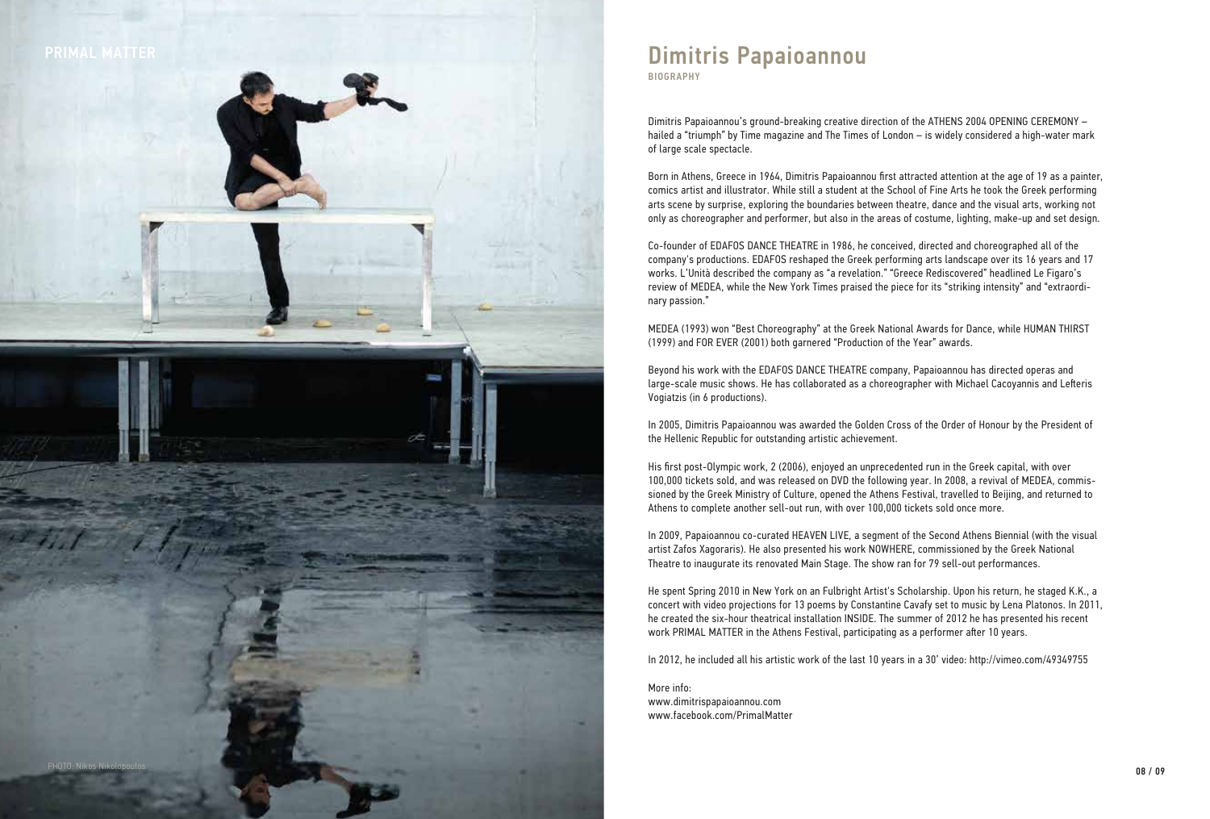PRIMAL MATTER

PHOTO: Nikos Nikolopoulos

# Dimitris Papaioannou

BIOGRAPHY

Dimitris Papaioannou's ground-breaking creative direction of the ATHENS 2004 OPENING CEREMONY – hailed a "triumph" by Time magazine and The Times of London – is widely considered a high-water mark of large scale spectacle.

Born in Athens, Greece in 1964, Dimitris Papaioannou first attracted attention at the age of 19 as a painter, comics artist and illustrator. While still a student at the School of Fine Arts he took the Greek performing arts scene by surprise, exploring the boundaries between theatre, dance and the visual arts, working not only as choreographer and performer, but also in the areas of costume, lighting, make-up and set design.

Co-founder of EDAFOS DANCE THEATRE in 1986, he conceived, directed and choreographed all of the company's productions. EDAFOS reshaped the Greek performing arts landscape over its 16 years and 17 works. L'Unità described the company as "a revelation." "Greece Rediscovered" headlined Le Figaro's review of MEDEA, while the New York Times praised the piece for its "striking intensity" and "extraordinary passion."

MEDEA (1993) won "Best Choreography" at the Greek National Awards for Dance, while HUMAN THIRST (1999) and FOR EVER (2001) both garnered "Production of the Year" awards.

Beyond his work with the EDAFOS DANCE THEATRE company, Papaioannou has directed operas and large-scale music shows. He has collaborated as a choreographer with Michael Cacoyannis and Lefteris Vogiatzis (in 6 productions).

In 2005, Dimitris Papaioannou was awarded the Golden Cross of the Order of Honour by the President of the Hellenic Republic for outstanding artistic achievement.

His first post-Olympic work, 2 (2006), enjoyed an unprecedented run in the Greek capital, with over 100,000 tickets sold, and was released on DVD the following year. In 2008, a revival of MEDEA, commissioned by the Greek Ministry of Culture, opened the Athens Festival, travelled to Beijing, and returned to Athens to complete another sell-out run, with over 100,000 tickets sold once more.

In 2009, Papaioannou co-curated HEAVEN LIVE, a segment of the Second Athens Biennial (with the visual artist Zafos Xagoraris). He also presented his work NOWHERE, commissioned by the Greek National Theatre to inaugurate its renovated Main Stage. The show ran for 79 sell-out performances.

He spent Spring 2010 in New York on an Fulbright Artist's Scholarship. Upon his return, he staged K.K., a concert with video projections for 13 poems by Constantine Cavafy set to music by Lena Platonos. In 2011, he created the six-hour theatrical installation INSIDE. The summer of 2012 he has presented his recent work PRIMAL MATTER in the Athens Festival, participating as a performer after 10 years.

In 2012, he included all his artistic work of the last 10 years in a 30' video: http://vimeo.com/49349755

More info:
www.dimitrispapaioannou.com
www.facebook.com/PrimalMatter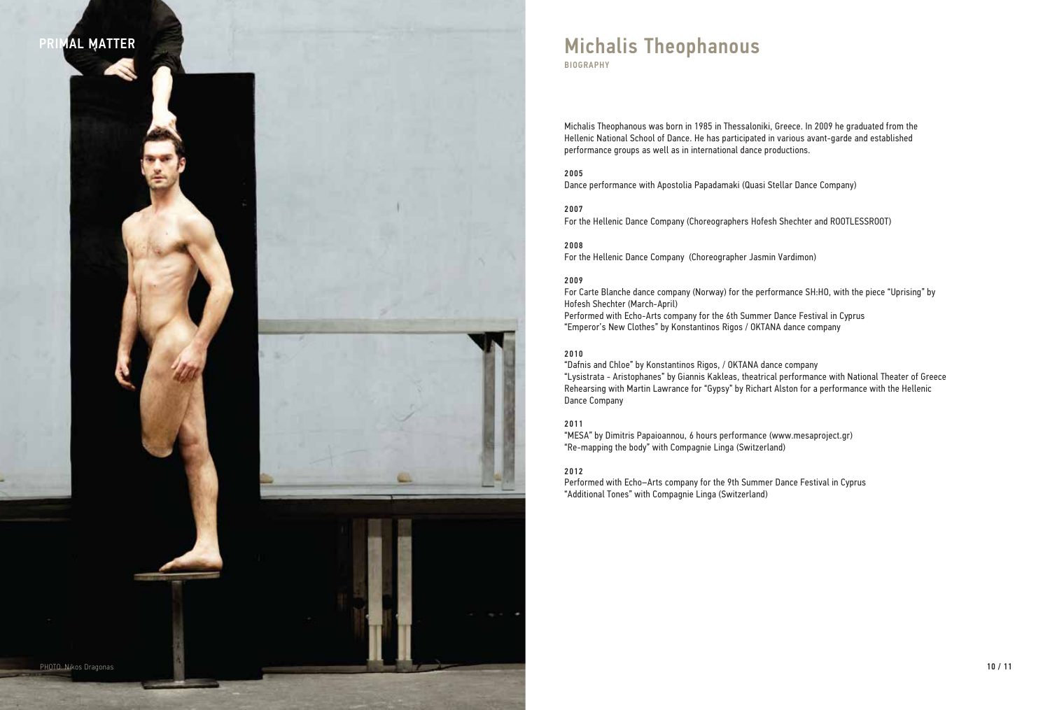# Michalis Theophanous

BIOGRAPHY

Michalis Theophanous was born in 1985 in Thessaloniki, Greece. In 2009 he graduated from the Hellenic National School of Dance. He has participated in various avant-garde and established performance groups as well as in international dance productions.

**2005**

Dance performance with Apostolia Papadamaki (Quasi Stellar Dance Company)

**2007**

For the Hellenic Dance Company (Choreographers Hofesh Shechter and ROOTLESSROOT)

**2008**

For the Hellenic Dance Company (Choreographer Jasmin Vardimon)

**2009**

For Carte Blanche dance company (Norway) for the performance SH:HO, with the piece "Uprising" by Hofesh Shechter (March-April)
Performed with Echo-Arts company for the 6th Summer Dance Festival in Cyprus
"Emperor's New Clothes" by Konstantinos Rigos / OKTANA dance company

**2010**

"Dafnis and Chloe" by Konstantinos Rigos, / OKTANA dance company
"Lysistrata - Aristophanes" by Giannis Kakleas, theatrical performance with National Theater of Greece
Rehearsing with Martin Lawrance for "Gypsy" by Richart Alston for a performance with the Hellenic Dance Company

**2011**

"MESA" by Dimitris Papaioannou, 6 hours performance (www.mesaproject.gr)
"Re-mapping the body" with Compagnie Linga (Switzerland)

**2012**

Performed with Echo–Arts company for the 9th Summer Dance Festival in Cyprus
"Additional Tones" with Compagnie Linga (Switzerland)

PHOTO: Nikos Dragonas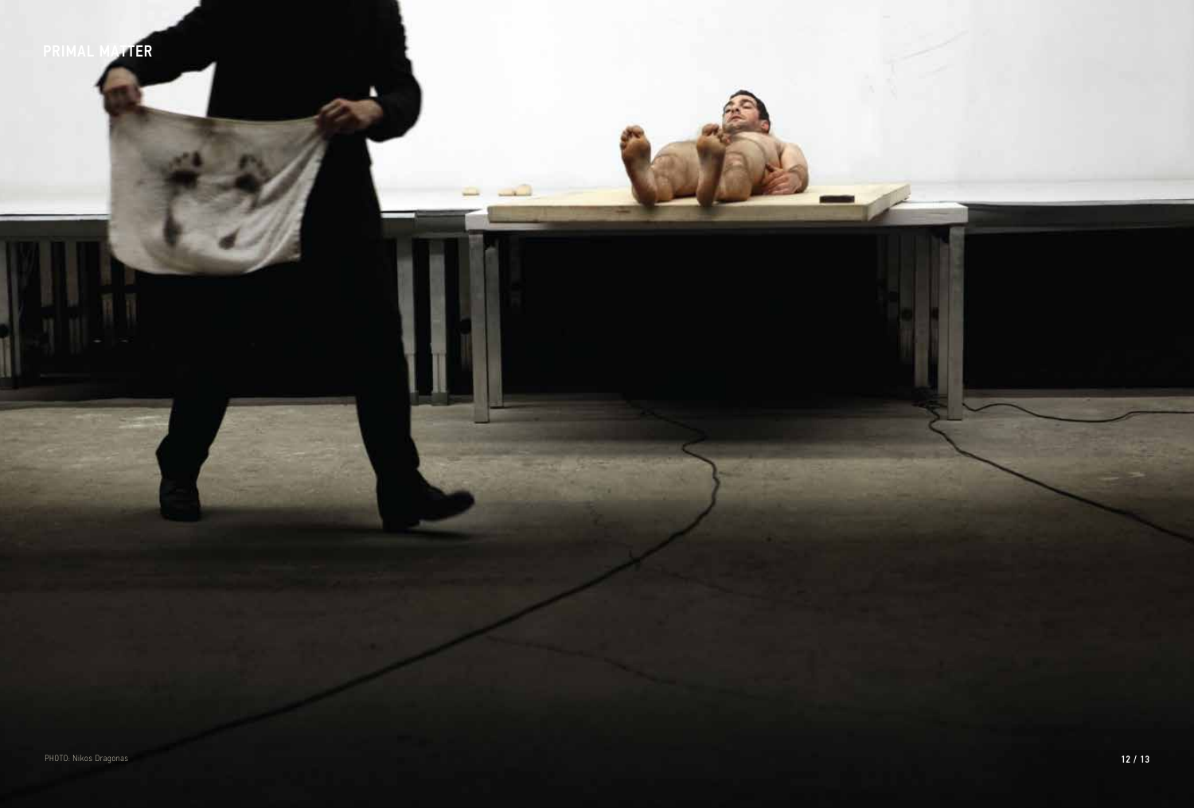PHOTO: Nikos Dragonas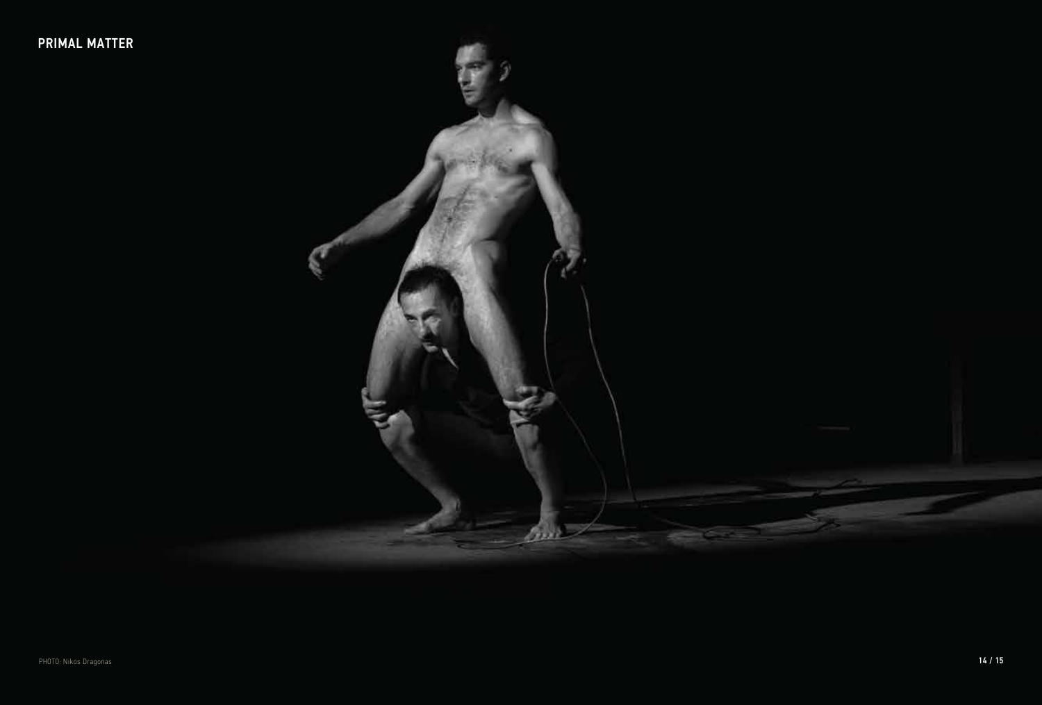PRIMAL MATTER

PHOTO: Nikos Dragonas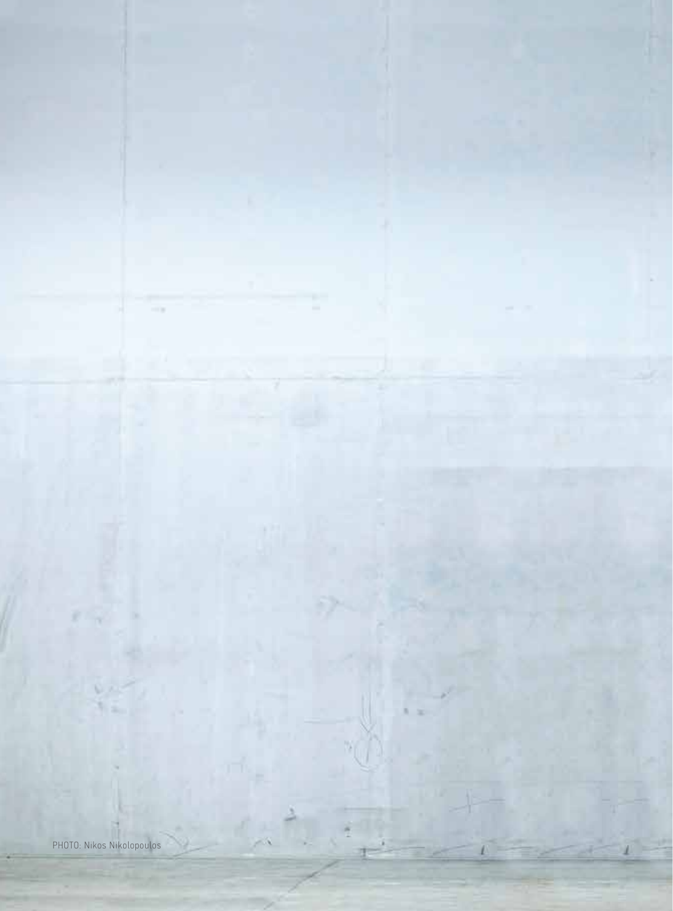PHOTO: Nikos Nikolopoulos